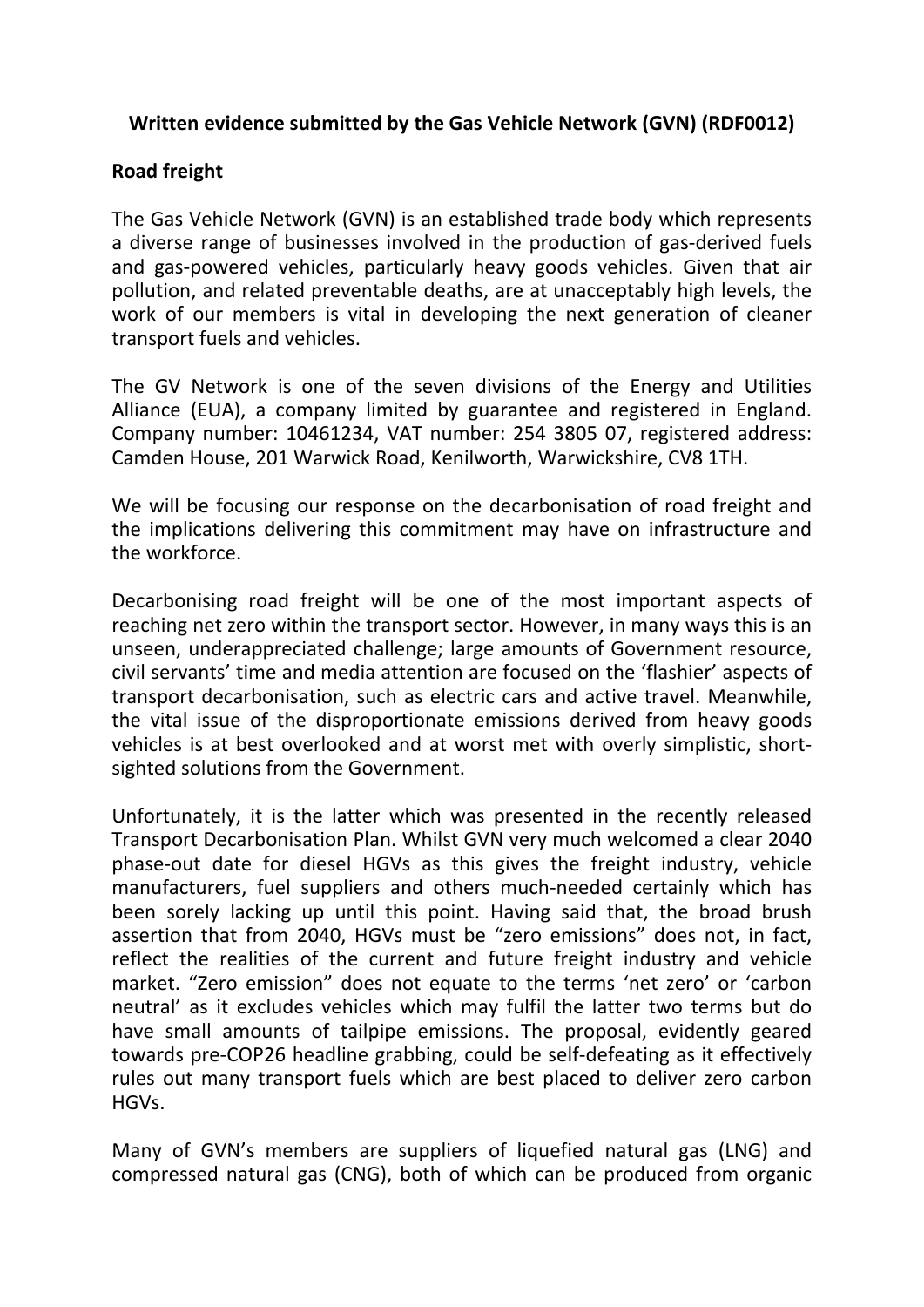**Written evidence submitted by the Gas Vehicle Network (GVN) (RDF0012)**

**Road freight**

The Gas Vehicle Network (GVN) is an established trade body which represents a diverse range of businesses involved in the production of gas-derived fuels and gas-powered vehicles, particularly heavy goods vehicles. Given that air pollution, and related preventable deaths, are at unacceptably high levels, the work of our members is vital in developing the next generation of cleaner transport fuels and vehicles.

The GV Network is one of the seven divisions of the Energy and Utilities Alliance (EUA), a company limited by guarantee and registered in England. Company number: 10461234, VAT number: 254 3805 07, registered address: Camden House, 201 Warwick Road, Kenilworth, Warwickshire, CV8 1TH.

We will be focusing our response on the decarbonisation of road freight and the implications delivering this commitment may have on infrastructure and the workforce.

Decarbonising road freight will be one of the most important aspects of reaching net zero within the transport sector. However, in many ways this is an unseen, underappreciated challenge; large amounts of Government resource, civil servants' time and media attention are focused on the 'flashier' aspects of transport decarbonisation, such as electric cars and active travel. Meanwhile, the vital issue of the disproportionate emissions derived from heavy goods vehicles is at best overlooked and at worst met with overly simplistic, short-sighted solutions from the Government.

Unfortunately, it is the latter which was presented in the recently released Transport Decarbonisation Plan. Whilst GVN very much welcomed a clear 2040 phase-out date for diesel HGVs as this gives the freight industry, vehicle manufacturers, fuel suppliers and others much-needed certainly which has been sorely lacking up until this point. Having said that, the broad brush assertion that from 2040, HGVs must be "zero emissions" does not, in fact, reflect the realities of the current and future freight industry and vehicle market. "Zero emission" does not equate to the terms 'net zero' or 'carbon neutral' as it excludes vehicles which may fulfil the latter two terms but do have small amounts of tailpipe emissions. The proposal, evidently geared towards pre-COP26 headline grabbing, could be self-defeating as it effectively rules out many transport fuels which are best placed to deliver zero carbon HGVs.

Many of GVN's members are suppliers of liquefied natural gas (LNG) and compressed natural gas (CNG), both of which can be produced from organic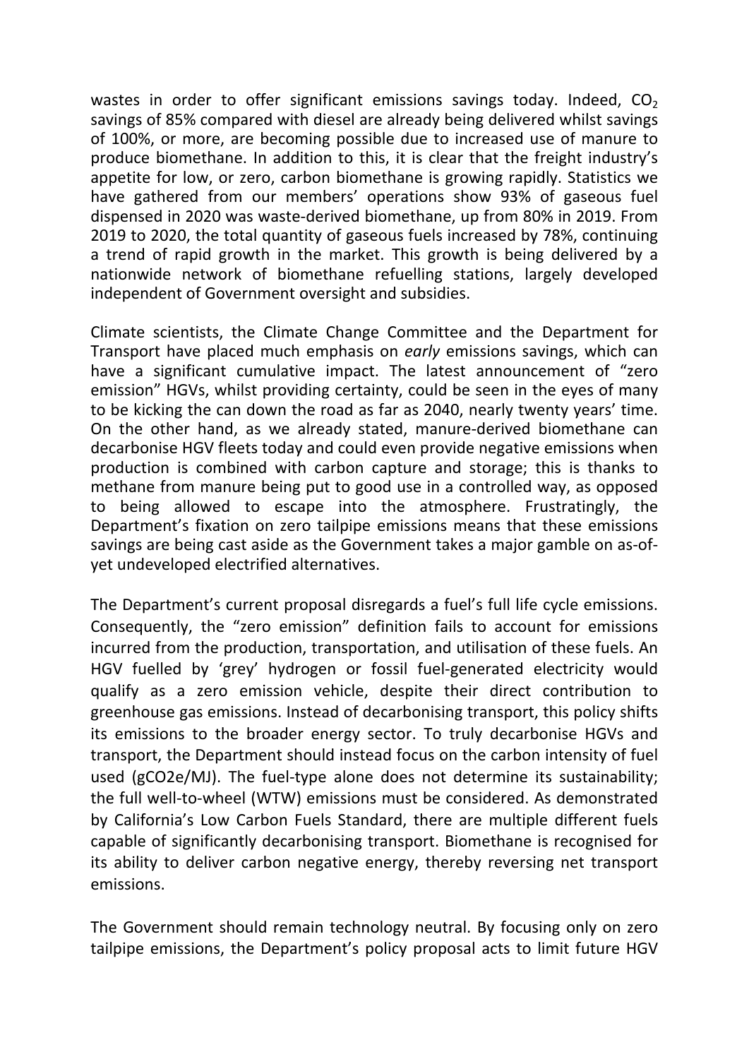wastes in order to offer significant emissions savings today. Indeed, $CO_2$ savings of 85% compared with diesel are already being delivered whilst savings of 100%, or more, are becoming possible due to increased use of manure to produce biomethane. In addition to this, it is clear that the freight industry's appetite for low, or zero, carbon biomethane is growing rapidly. Statistics we have gathered from our members' operations show 93% of gaseous fuel dispensed in 2020 was waste-derived biomethane, up from 80% in 2019. From 2019 to 2020, the total quantity of gaseous fuels increased by 78%, continuing a trend of rapid growth in the market. This growth is being delivered by a nationwide network of biomethane refuelling stations, largely developed independent of Government oversight and subsidies.

Climate scientists, the Climate Change Committee and the Department for Transport have placed much emphasis on *early* emissions savings, which can have a significant cumulative impact. The latest announcement of "zero emission" HGVs, whilst providing certainty, could be seen in the eyes of many to be kicking the can down the road as far as 2040, nearly twenty years' time. On the other hand, as we already stated, manure-derived biomethane can decarbonise HGV fleets today and could even provide negative emissions when production is combined with carbon capture and storage; this is thanks to methane from manure being put to good use in a controlled way, as opposed to being allowed to escape into the atmosphere. Frustratingly, the Department's fixation on zero tailpipe emissions means that these emissions savings are being cast aside as the Government takes a major gamble on as-of-yet undeveloped electrified alternatives.

The Department's current proposal disregards a fuel's full life cycle emissions. Consequently, the "zero emission" definition fails to account for emissions incurred from the production, transportation, and utilisation of these fuels. An HGV fuelled by 'grey' hydrogen or fossil fuel-generated electricity would qualify as a zero emission vehicle, despite their direct contribution to greenhouse gas emissions. Instead of decarbonising transport, this policy shifts its emissions to the broader energy sector. To truly decarbonise HGVs and transport, the Department should instead focus on the carbon intensity of fuel used ($gCO_2e/MJ$). The fuel-type alone does not determine its sustainability; the full well-to-wheel (WTW) emissions must be considered. As demonstrated by California's Low Carbon Fuels Standard, there are multiple different fuels capable of significantly decarbonising transport. Biomethane is recognised for its ability to deliver carbon negative energy, thereby reversing net transport emissions.

The Government should remain technology neutral. By focusing only on zero tailpipe emissions, the Department's policy proposal acts to limit future HGV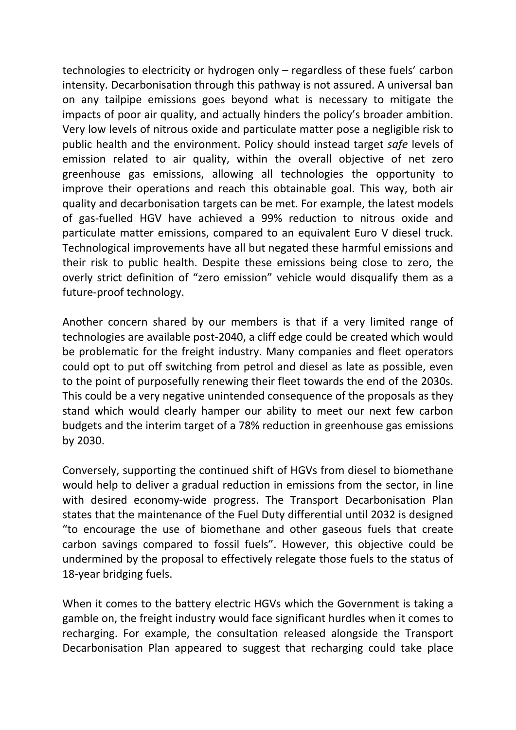technologies to electricity or hydrogen only – regardless of these fuels' carbon intensity. Decarbonisation through this pathway is not assured. A universal ban on any tailpipe emissions goes beyond what is necessary to mitigate the impacts of poor air quality, and actually hinders the policy's broader ambition. Very low levels of nitrous oxide and particulate matter pose a negligible risk to public health and the environment. Policy should instead target *safe* levels of emission related to air quality, within the overall objective of net zero greenhouse gas emissions, allowing all technologies the opportunity to improve their operations and reach this obtainable goal. This way, both air quality and decarbonisation targets can be met. For example, the latest models of gas-fuelled HGV have achieved a 99% reduction to nitrous oxide and particulate matter emissions, compared to an equivalent Euro V diesel truck. Technological improvements have all but negated these harmful emissions and their risk to public health. Despite these emissions being close to zero, the overly strict definition of "zero emission" vehicle would disqualify them as a future-proof technology.

Another concern shared by our members is that if a very limited range of technologies are available post-2040, a cliff edge could be created which would be problematic for the freight industry. Many companies and fleet operators could opt to put off switching from petrol and diesel as late as possible, even to the point of purposefully renewing their fleet towards the end of the 2030s. This could be a very negative unintended consequence of the proposals as they stand which would clearly hamper our ability to meet our next few carbon budgets and the interim target of a 78% reduction in greenhouse gas emissions by 2030.

Conversely, supporting the continued shift of HGVs from diesel to biomethane would help to deliver a gradual reduction in emissions from the sector, in line with desired economy-wide progress. The Transport Decarbonisation Plan states that the maintenance of the Fuel Duty differential until 2032 is designed "to encourage the use of biomethane and other gaseous fuels that create carbon savings compared to fossil fuels". However, this objective could be undermined by the proposal to effectively relegate those fuels to the status of 18-year bridging fuels.

When it comes to the battery electric HGVs which the Government is taking a gamble on, the freight industry would face significant hurdles when it comes to recharging. For example, the consultation released alongside the Transport Decarbonisation Plan appeared to suggest that recharging could take place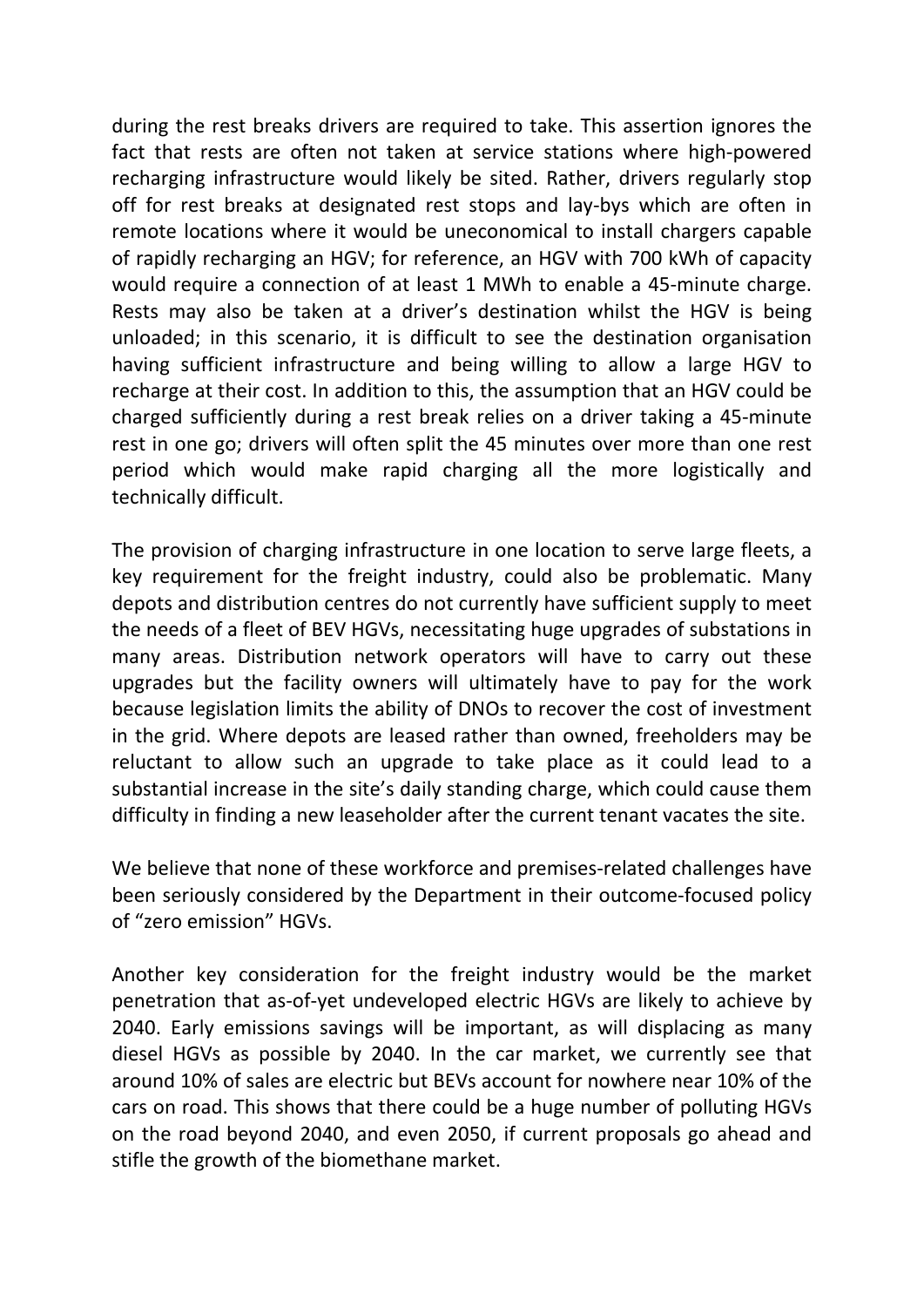during the rest breaks drivers are required to take. This assertion ignores the fact that rests are often not taken at service stations where high-powered recharging infrastructure would likely be sited. Rather, drivers regularly stop off for rest breaks at designated rest stops and lay-bys which are often in remote locations where it would be uneconomical to install chargers capable of rapidly recharging an HGV; for reference, an HGV with 700 kWh of capacity would require a connection of at least 1 MWh to enable a 45-minute charge. Rests may also be taken at a driver's destination whilst the HGV is being unloaded; in this scenario, it is difficult to see the destination organisation having sufficient infrastructure and being willing to allow a large HGV to recharge at their cost. In addition to this, the assumption that an HGV could be charged sufficiently during a rest break relies on a driver taking a 45-minute rest in one go; drivers will often split the 45 minutes over more than one rest period which would make rapid charging all the more logistically and technically difficult.

The provision of charging infrastructure in one location to serve large fleets, a key requirement for the freight industry, could also be problematic. Many depots and distribution centres do not currently have sufficient supply to meet the needs of a fleet of BEV HGVs, necessitating huge upgrades of substations in many areas. Distribution network operators will have to carry out these upgrades but the facility owners will ultimately have to pay for the work because legislation limits the ability of DNOs to recover the cost of investment in the grid. Where depots are leased rather than owned, freeholders may be reluctant to allow such an upgrade to take place as it could lead to a substantial increase in the site's daily standing charge, which could cause them difficulty in finding a new leaseholder after the current tenant vacates the site.

We believe that none of these workforce and premises-related challenges have been seriously considered by the Department in their outcome-focused policy of "zero emission" HGVs.

Another key consideration for the freight industry would be the market penetration that as-of-yet undeveloped electric HGVs are likely to achieve by 2040. Early emissions savings will be important, as will displacing as many diesel HGVs as possible by 2040. In the car market, we currently see that around 10% of sales are electric but BEVs account for nowhere near 10% of the cars on road. This shows that there could be a huge number of polluting HGVs on the road beyond 2040, and even 2050, if current proposals go ahead and stifle the growth of the biomethane market.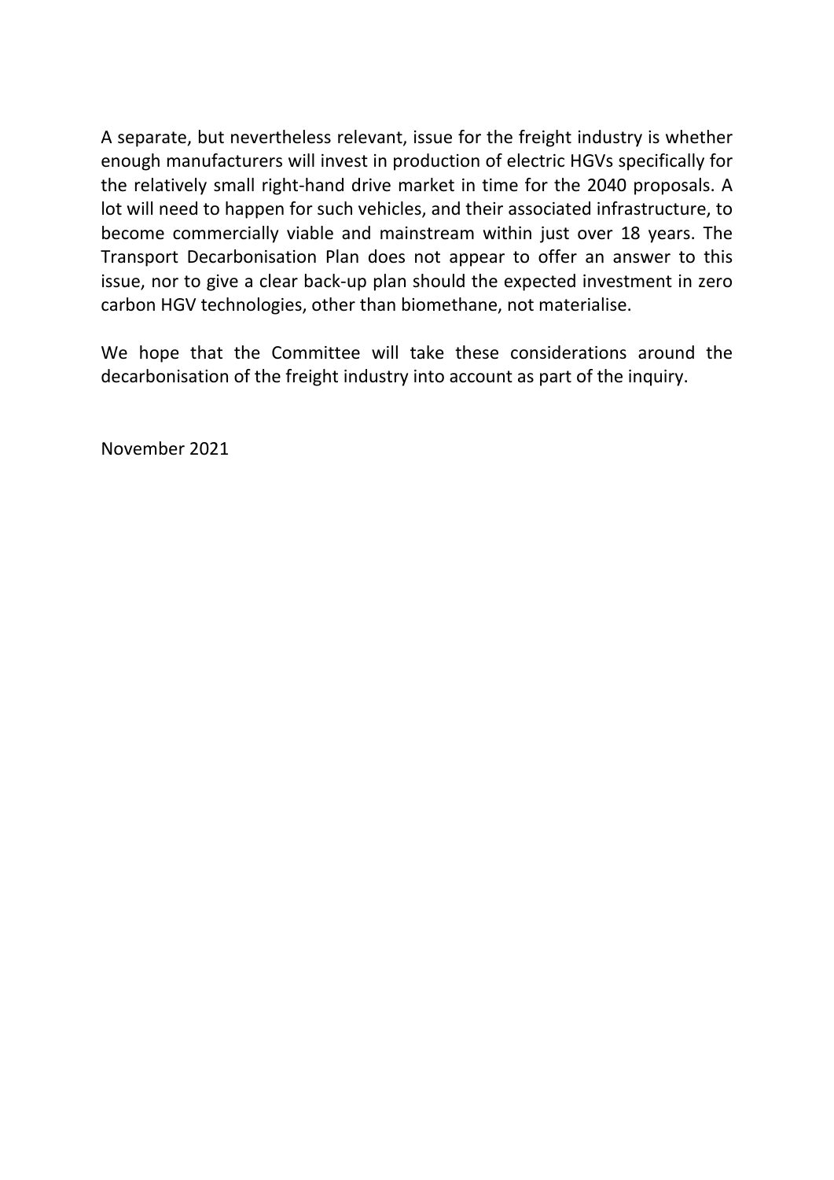A separate, but nevertheless relevant, issue for the freight industry is whether enough manufacturers will invest in production of electric HGVs specifically for the relatively small right-hand drive market in time for the 2040 proposals. A lot will need to happen for such vehicles, and their associated infrastructure, to become commercially viable and mainstream within just over 18 years. The Transport Decarbonisation Plan does not appear to offer an answer to this issue, nor to give a clear back-up plan should the expected investment in zero carbon HGV technologies, other than biomethane, not materialise.

We hope that the Committee will take these considerations around the decarbonisation of the freight industry into account as part of the inquiry.

November 2021